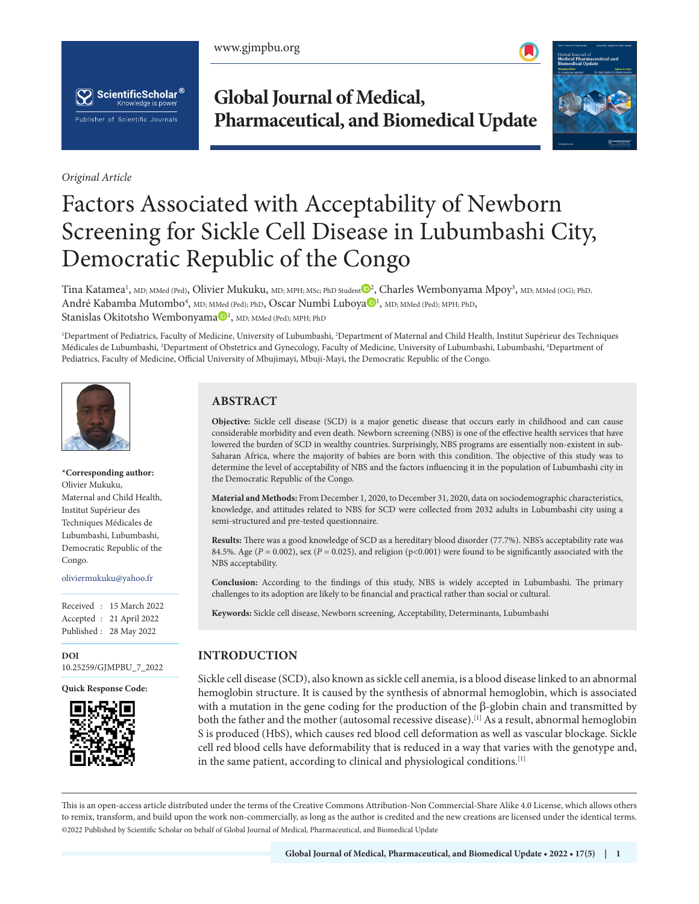*Original Article*

# Factors Associated with Acceptability of Newborn Screening for Sickle Cell Disease in Lubumbashi City, Democratic Republic of the Congo

Tina Katamea[1], MD; MMed (Ped), Olivier Mukuku, MD; MPH; MSc; PhD Student[2], Charles Wembonyama Mpoy[3], MD; MMed (OG); PhD, André Kabamba Mutombo[4], MD; MMed (Ped); PhD, Oscar Numbi Luboya[1], MD; MMed (Ped); MPH; PhD, Stanislas Okitotsho Wembonyama[1], MD; MMed (Ped); MPH; PhD

[1]Department of Pediatrics, Faculty of Medicine, University of Lubumbashi, [2]Department of Maternal and Child Health, Institut Supérieur des Techniques Médicales de Lubumbashi, [3]Department of Obstetrics and Gynecology, Faculty of Medicine, University of Lubumbashi, Lubumbashi, [4]Department of Pediatrics, Faculty of Medicine, Official University of Mbujimayi, Mbuji-Mayi, the Democratic Republic of the Congo.

**\*Corresponding author:**
Olivier Mukuku,
Maternal and Child Health,
Institut Supérieur des Techniques Médicales de Lubumbashi, Lubumbashi, Democratic Republic of the Congo.

oliviermukuku@yahoo.fr

Received : 15 March 2022
Accepted : 21 April 2022
Published : 28 May 2022

**DOI**
10.25259/GJMPBU_7_2022

**Quick Response Code:**

## ABSTRACT

**Objective:** Sickle cell disease (SCD) is a major genetic disease that occurs early in childhood and can cause considerable morbidity and even death. Newborn screening (NBS) is one of the effective health services that have lowered the burden of SCD in wealthy countries. Surprisingly, NBS programs are essentially non-existent in sub-Saharan Africa, where the majority of babies are born with this condition. The objective of this study was to determine the level of acceptability of NBS and the factors influencing it in the population of Lubumbashi city in the Democratic Republic of the Congo.

**Material and Methods:** From December 1, 2020, to December 31, 2020, data on sociodemographic characteristics, knowledge, and attitudes related to NBS for SCD were collected from 2032 adults in Lubumbashi city using a semi-structured and pre-tested questionnaire.

**Results:** There was a good knowledge of SCD as a hereditary blood disorder (77.7%). NBS's acceptability rate was 84.5%. Age ($P = 0.002$), sex ($P = 0.025$), and religion ($p<0.001$) were found to be significantly associated with the NBS acceptability.

**Conclusion:** According to the findings of this study, NBS is widely accepted in Lubumbashi. The primary challenges to its adoption are likely to be financial and practical rather than social or cultural.

**Keywords:** Sickle cell disease, Newborn screening, Acceptability, Determinants, Lubumbashi

## INTRODUCTION

Sickle cell disease (SCD), also known as sickle cell anemia, is a blood disease linked to an abnormal hemoglobin structure. It is caused by the synthesis of abnormal hemoglobin, which is associated with a mutation in the gene coding for the production of the β-globin chain and transmitted by both the father and the mother (autosomal recessive disease).[1] As a result, abnormal hemoglobin S is produced (HbS), which causes red blood cell deformation as well as vascular blockage. Sickle cell red blood cells have deformability that is reduced in a way that varies with the genotype and, in the same patient, according to clinical and physiological conditions.[1]

This is an open-access article distributed under the terms of the Creative Commons Attribution-Non Commercial-Share Alike 4.0 License, which allows others to remix, transform, and build upon the work non-commercially, as long as the author is credited and the new creations are licensed under the identical terms.
©2022 Published by Scientific Scholar on behalf of Global Journal of Medical, Pharmaceutical, and Biomedical Update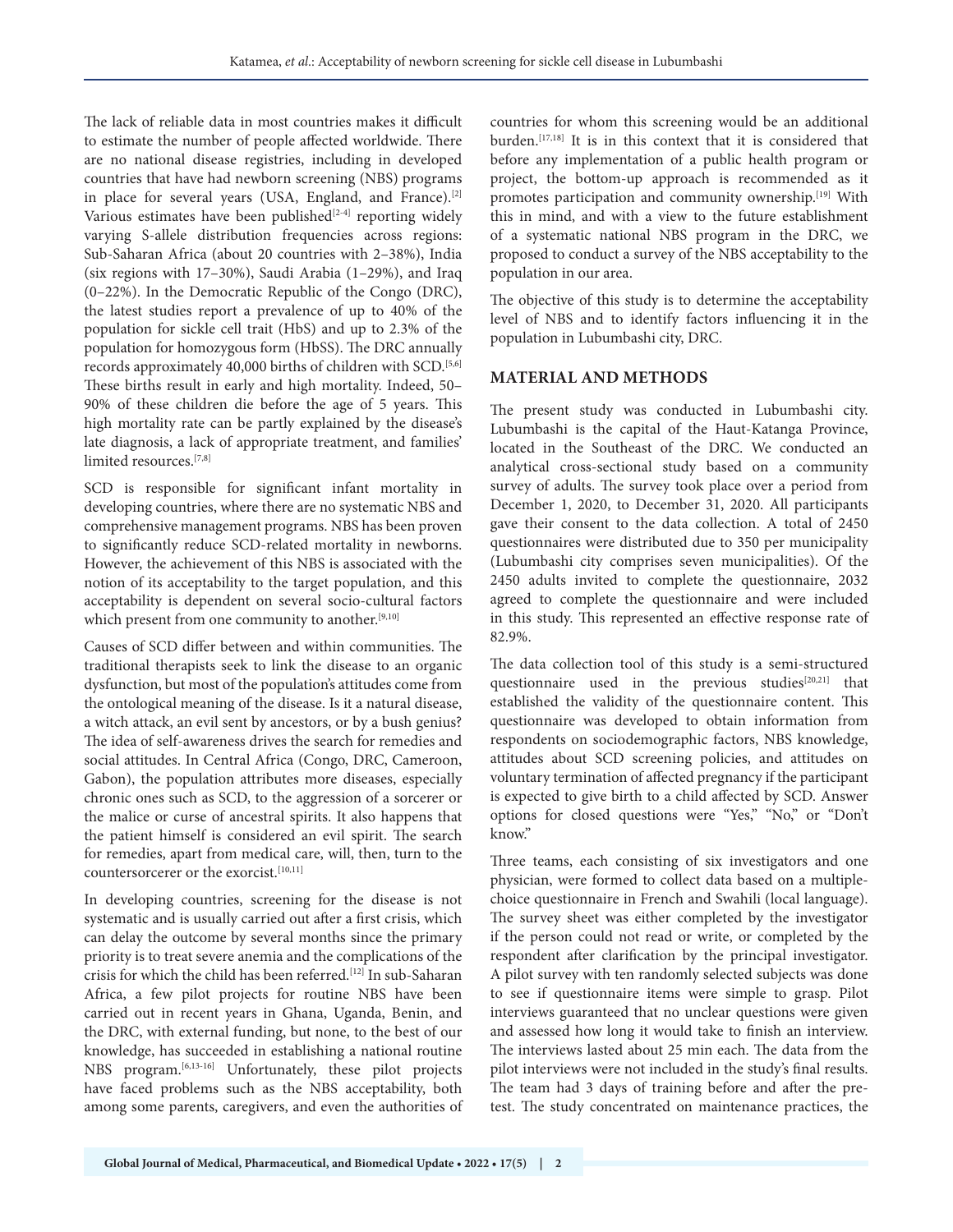The lack of reliable data in most countries makes it difficult to estimate the number of people affected worldwide. There are no national disease registries, including in developed countries that have had newborn screening (NBS) programs in place for several years (USA, England, and France).[2] Various estimates have been published[2-4] reporting widely varying S-allele distribution frequencies across regions: Sub-Saharan Africa (about 20 countries with 2–38%), India (six regions with 17–30%), Saudi Arabia (1–29%), and Iraq (0–22%). In the Democratic Republic of the Congo (DRC), the latest studies report a prevalence of up to 40% of the population for sickle cell trait (HbS) and up to 2.3% of the population for homozygous form (HbSS). The DRC annually records approximately 40,000 births of children with SCD.[5,6] These births result in early and high mortality. Indeed, 50–90% of these children die before the age of 5 years. This high mortality rate can be partly explained by the disease's late diagnosis, a lack of appropriate treatment, and families' limited resources.[7,8]

SCD is responsible for significant infant mortality in developing countries, where there are no systematic NBS and comprehensive management programs. NBS has been proven to significantly reduce SCD-related mortality in newborns. However, the achievement of this NBS is associated with the notion of its acceptability to the target population, and this acceptability is dependent on several socio-cultural factors which present from one community to another.[9,10]

Causes of SCD differ between and within communities. The traditional therapists seek to link the disease to an organic dysfunction, but most of the population's attitudes come from the ontological meaning of the disease. Is it a natural disease, a witch attack, an evil sent by ancestors, or by a bush genius? The idea of self-awareness drives the search for remedies and social attitudes. In Central Africa (Congo, DRC, Cameroon, Gabon), the population attributes more diseases, especially chronic ones such as SCD, to the aggression of a sorcerer or the malice or curse of ancestral spirits. It also happens that the patient himself is considered an evil spirit. The search for remedies, apart from medical care, will, then, turn to the countersorcerer or the exorcist.[10,11]

In developing countries, screening for the disease is not systematic and is usually carried out after a first crisis, which can delay the outcome by several months since the primary priority is to treat severe anemia and the complications of the crisis for which the child has been referred.[12] In sub-Saharan Africa, a few pilot projects for routine NBS have been carried out in recent years in Ghana, Uganda, Benin, and the DRC, with external funding, but none, to the best of our knowledge, has succeeded in establishing a national routine NBS program.[6,13-16] Unfortunately, these pilot projects have faced problems such as the NBS acceptability, both among some parents, caregivers, and even the authorities of countries for whom this screening would be an additional burden.[17,18] It is in this context that it is considered that before any implementation of a public health program or project, the bottom-up approach is recommended as it promotes participation and community ownership.[19] With this in mind, and with a view to the future establishment of a systematic national NBS program in the DRC, we proposed to conduct a survey of the NBS acceptability to the population in our area.

The objective of this study is to determine the acceptability level of NBS and to identify factors influencing it in the population in Lubumbashi city, DRC.

## MATERIAL AND METHODS

The present study was conducted in Lubumbashi city. Lubumbashi is the capital of the Haut-Katanga Province, located in the Southeast of the DRC. We conducted an analytical cross-sectional study based on a community survey of adults. The survey took place over a period from December 1, 2020, to December 31, 2020. All participants gave their consent to the data collection. A total of 2450 questionnaires were distributed due to 350 per municipality (Lubumbashi city comprises seven municipalities). Of the 2450 adults invited to complete the questionnaire, 2032 agreed to complete the questionnaire and were included in this study. This represented an effective response rate of 82.9%.

The data collection tool of this study is a semi-structured questionnaire used in the previous studies[20,21] that established the validity of the questionnaire content. This questionnaire was developed to obtain information from respondents on sociodemographic factors, NBS knowledge, attitudes about SCD screening policies, and attitudes on voluntary termination of affected pregnancy if the participant is expected to give birth to a child affected by SCD. Answer options for closed questions were "Yes," "No," or "Don't know."

Three teams, each consisting of six investigators and one physician, were formed to collect data based on a multiple-choice questionnaire in French and Swahili (local language). The survey sheet was either completed by the investigator if the person could not read or write, or completed by the respondent after clarification by the principal investigator. A pilot survey with ten randomly selected subjects was done to see if questionnaire items were simple to grasp. Pilot interviews guaranteed that no unclear questions were given and assessed how long it would take to finish an interview. The interviews lasted about 25 min each. The data from the pilot interviews were not included in the study's final results. The team had 3 days of training before and after the pre-test. The study concentrated on maintenance practices, the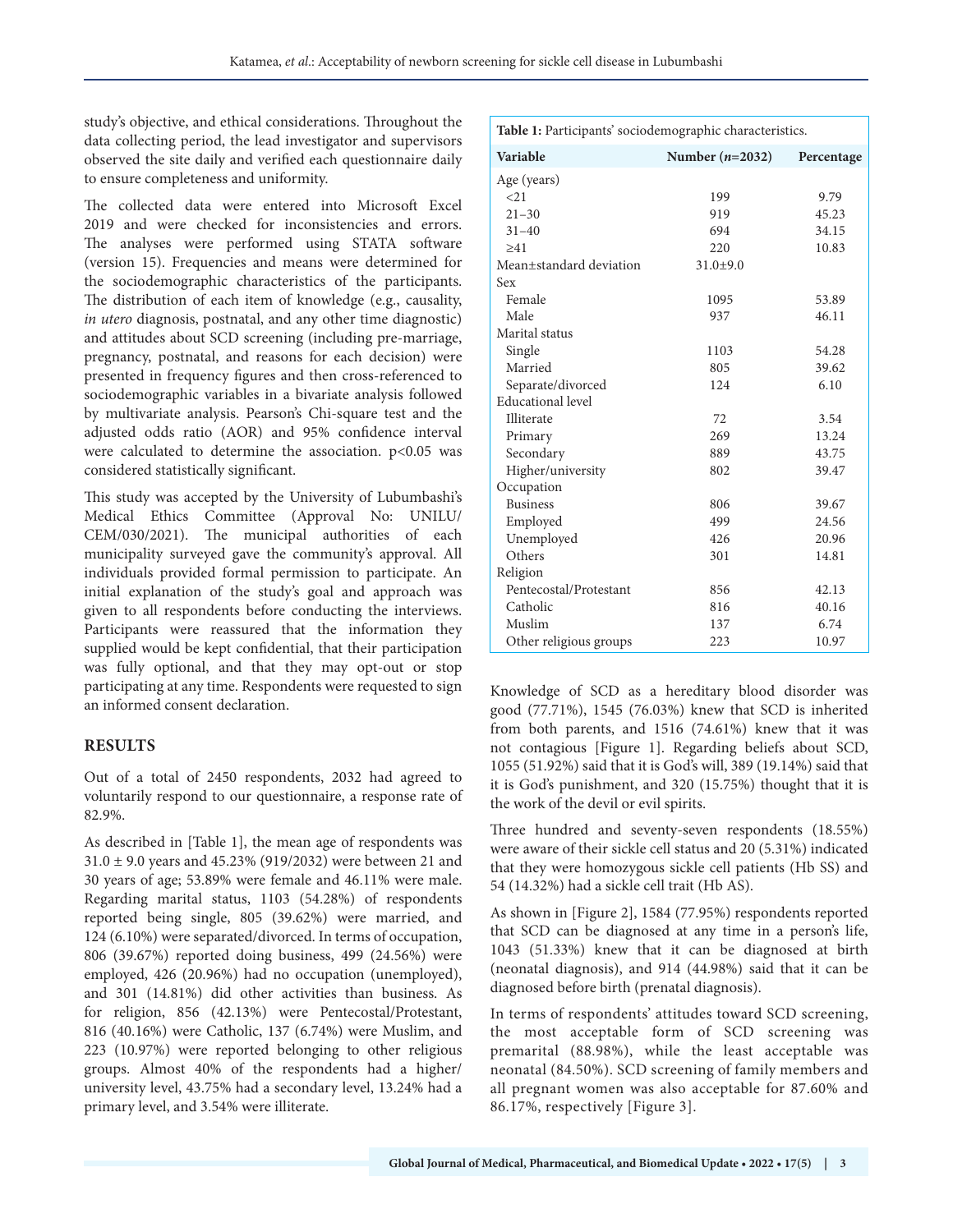study's objective, and ethical considerations. Throughout the data collecting period, the lead investigator and supervisors observed the site daily and verified each questionnaire daily to ensure completeness and uniformity.

The collected data were entered into Microsoft Excel 2019 and were checked for inconsistencies and errors. The analyses were performed using STATA software (version 15). Frequencies and means were determined for the sociodemographic characteristics of the participants. The distribution of each item of knowledge (e.g., causality, *in utero* diagnosis, postnatal, and any other time diagnostic) and attitudes about SCD screening (including pre-marriage, pregnancy, postnatal, and reasons for each decision) were presented in frequency figures and then cross-referenced to sociodemographic variables in a bivariate analysis followed by multivariate analysis. Pearson's Chi-square test and the adjusted odds ratio (AOR) and 95% confidence interval were calculated to determine the association. $p<0.05$ was considered statistically significant.

This study was accepted by the University of Lubumbashi's Medical Ethics Committee (Approval No: UNILU/CEM/030/2021). The municipal authorities of each municipality surveyed gave the community's approval. All individuals provided formal permission to participate. An initial explanation of the study's goal and approach was given to all respondents before conducting the interviews. Participants were reassured that the information they supplied would be kept confidential, that their participation was fully optional, and that they may opt-out or stop participating at any time. Respondents were requested to sign an informed consent declaration.

## RESULTS

Out of a total of 2450 respondents, 2032 had agreed to voluntarily respond to our questionnaire, a response rate of 82.9%.

As described in [Table 1], the mean age of respondents was 31.0 ± 9.0 years and 45.23% (919/2032) were between 21 and 30 years of age; 53.89% were female and 46.11% were male. Regarding marital status, 1103 (54.28%) of respondents reported being single, 805 (39.62%) were married, and 124 (6.10%) were separated/divorced. In terms of occupation, 806 (39.67%) reported doing business, 499 (24.56%) were employed, 426 (20.96%) had no occupation (unemployed), and 301 (14.81%) did other activities than business. As for religion, 856 (42.13%) were Pentecostal/Protestant, 816 (40.16%) were Catholic, 137 (6.74%) were Muslim, and 223 (10.97%) were reported belonging to other religious groups. Almost 40% of the respondents had a higher/university level, 43.75% had a secondary level, 13.24% had a primary level, and 3.54% were illiterate.

**Table 1:** Participants' sociodemographic characteristics.

| Variable | Number (*n*=2032) | Percentage |
|---|---|---|
| Age (years) | | |
| <21 | 199 | 9.79 |
| 21–30 | 919 | 45.23 |
| 31–40 | 694 | 34.15 |
| ≥41 | 220 | 10.83 |
| Mean±standard deviation | 31.0±9.0 | |
| Sex | | |
| Female | 1095 | 53.89 |
| Male | 937 | 46.11 |
| Marital status | | |
| Single | 1103 | 54.28 |
| Married | 805 | 39.62 |
| Separate/divorced | 124 | 6.10 |
| Educational level | | |
| Illiterate | 72 | 3.54 |
| Primary | 269 | 13.24 |
| Secondary | 889 | 43.75 |
| Higher/university | 802 | 39.47 |
| Occupation | | |
| Business | 806 | 39.67 |
| Employed | 499 | 24.56 |
| Unemployed | 426 | 20.96 |
| Others | 301 | 14.81 |
| Religion | | |
| Pentecostal/Protestant | 856 | 42.13 |
| Catholic | 816 | 40.16 |
| Muslim | 137 | 6.74 |
| Other religious groups | 223 | 10.97 |

Knowledge of SCD as a hereditary blood disorder was good (77.71%), 1545 (76.03%) knew that SCD is inherited from both parents, and 1516 (74.61%) knew that it was not contagious [Figure 1]. Regarding beliefs about SCD, 1055 (51.92%) said that it is God's will, 389 (19.14%) said that it is God's punishment, and 320 (15.75%) thought that it is the work of the devil or evil spirits.

Three hundred and seventy-seven respondents (18.55%) were aware of their sickle cell status and 20 (5.31%) indicated that they were homozygous sickle cell patients (Hb SS) and 54 (14.32%) had a sickle cell trait (Hb AS).

As shown in [Figure 2], 1584 (77.95%) respondents reported that SCD can be diagnosed at any time in a person's life, 1043 (51.33%) knew that it can be diagnosed at birth (neonatal diagnosis), and 914 (44.98%) said that it can be diagnosed before birth (prenatal diagnosis).

In terms of respondents' attitudes toward SCD screening, the most acceptable form of SCD screening was premarital (88.98%), while the least acceptable was neonatal (84.50%). SCD screening of family members and all pregnant women was also acceptable for 87.60% and 86.17%, respectively [Figure 3].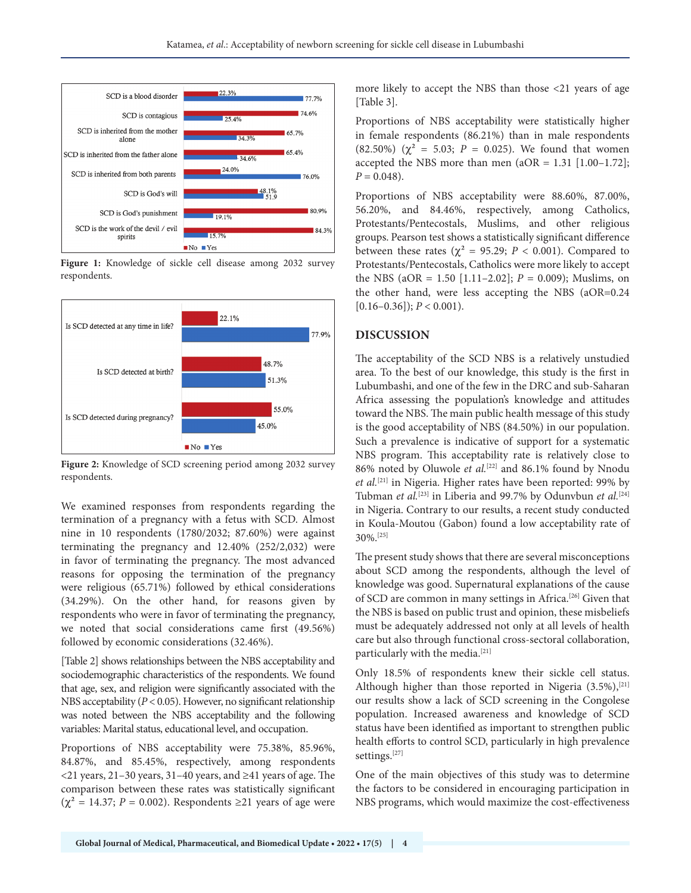Figure 1: Knowledge of sickle cell disease among 2032 survey respondents.

Figure 2: Knowledge of SCD screening period among 2032 survey respondents.

We examined responses from respondents regarding the termination of a pregnancy with a fetus with SCD. Almost nine in 10 respondents (1780/2032; 87.60%) were against terminating the pregnancy and 12.40% (252/2,032) were in favor of terminating the pregnancy. The most advanced reasons for opposing the termination of the pregnancy were religious (65.71%) followed by ethical considerations (34.29%). On the other hand, for reasons given by respondents who were in favor of terminating the pregnancy, we noted that social considerations came first (49.56%) followed by economic considerations (32.46%).

[Table 2] shows relationships between the NBS acceptability and sociodemographic characteristics of the respondents. We found that age, sex, and religion were significantly associated with the NBS acceptability ($P < 0.05$). However, no significant relationship was noted between the NBS acceptability and the following variables: Marital status, educational level, and occupation.

Proportions of NBS acceptability were 75.38%, 85.96%, 84.87%, and 85.45%, respectively, among respondents <21 years, 21–30 years, 31–40 years, and ≥41 years of age. The comparison between these rates was statistically significant ($\chi^2 = 14.37$; $P = 0.002$). Respondents ≥21 years of age were more likely to accept the NBS than those <21 years of age [Table 3].

Proportions of NBS acceptability were statistically higher in female respondents (86.21%) than in male respondents (82.50%) ($\chi^2 = 5.03$; $P = 0.025$). We found that women accepted the NBS more than men (aOR = 1.31 [1.00–1.72]; $P = 0.048$).

Proportions of NBS acceptability were 88.60%, 87.00%, 56.20%, and 84.46%, respectively, among Catholics, Protestants/Pentecostals, Muslims, and other religious groups. Pearson test shows a statistically significant difference between these rates ($\chi^2 = 95.29$; $P < 0.001$). Compared to Protestants/Pentecostals, Catholics were more likely to accept the NBS (aOR = 1.50 [1.11–2.02]; $P = 0.009$); Muslims, on the other hand, were less accepting the NBS (aOR=0.24 [0.16–0.36]); $P < 0.001$).

## DISCUSSION

The acceptability of the SCD NBS is a relatively unstudied area. To the best of our knowledge, this study is the first in Lubumbashi, and one of the few in the DRC and sub-Saharan Africa assessing the population's knowledge and attitudes toward the NBS. The main public health message of this study is the good acceptability of NBS (84.50%) in our population. Such a prevalence is indicative of support for a systematic NBS program. This acceptability rate is relatively close to 86% noted by Oluwole *et al.*[22] and 86.1% found by Nnodu *et al.*[21] in Nigeria. Higher rates have been reported: 99% by Tubman *et al.*[23] in Liberia and 99.7% by Odunvbun *et al.*[24] in Nigeria. Contrary to our results, a recent study conducted in Koula-Moutou (Gabon) found a low acceptability rate of 30%.[25]

The present study shows that there are several misconceptions about SCD among the respondents, although the level of knowledge was good. Supernatural explanations of the cause of SCD are common in many settings in Africa.[26] Given that the NBS is based on public trust and opinion, these misbeliefs must be adequately addressed not only at all levels of health care but also through functional cross-sectoral collaboration, particularly with the media.[21]

Only 18.5% of respondents knew their sickle cell status. Although higher than those reported in Nigeria (3.5%),[21] our results show a lack of SCD screening in the Congolese population. Increased awareness and knowledge of SCD status have been identified as important to strengthen public health efforts to control SCD, particularly in high prevalence settings.[27]

One of the main objectives of this study was to determine the factors to be considered in encouraging participation in NBS programs, which would maximize the cost-effectiveness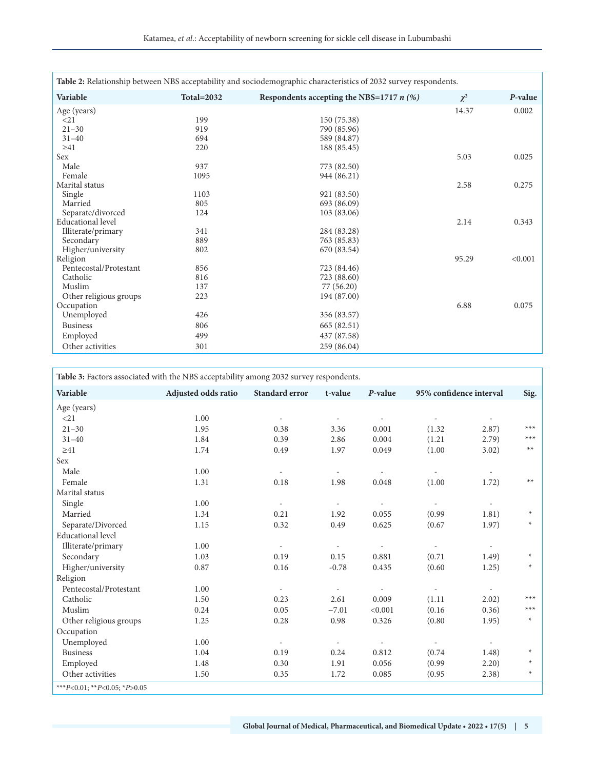**Table 2:** Relationship between NBS acceptability and sociodemographic characteristics of 2032 survey respondents.

| Variable | Total=2032 | Respondents accepting the NBS=1717 *n (%)* | $\chi^2$ | *P*-value |
|---|---|---|---|---|
| Age (years) | | | 14.37 | 0.002 |
| <21 | 199 | 150 (75.38) | | |
| 21–30 | 919 | 790 (85.96) | | |
| 31–40 | 694 | 589 (84.87) | | |
| ≥41 | 220 | 188 (85.45) | | |
| Sex | | | 5.03 | 0.025 |
| Male | 937 | 773 (82.50) | | |
| Female | 1095 | 944 (86.21) | | |
| Marital status | | | 2.58 | 0.275 |
| Single | 1103 | 921 (83.50) | | |
| Married | 805 | 693 (86.09) | | |
| Separate/divorced | 124 | 103 (83.06) | | |
| Educational level | | | 2.14 | 0.343 |
| Illiterate/primary | 341 | 284 (83.28) | | |
| Secondary | 889 | 763 (85.83) | | |
| Higher/university | 802 | 670 (83.54) | | |
| Religion | | | 95.29 | <0.001 |
| Pentecostal/Protestant | 856 | 723 (84.46) | | |
| Catholic | 816 | 723 (88.60) | | |
| Muslim | 137 | 77 (56.20) | | |
| Other religious groups | 223 | 194 (87.00) | | |
| Occupation | | | 6.88 | 0.075 |
| Unemployed | 426 | 356 (83.57) | | |
| Business | 806 | 665 (82.51) | | |
| Employed | 499 | 437 (87.58) | | |
| Other activities | 301 | 259 (86.04) | | |

**Table 3:** Factors associated with the NBS acceptability among 2032 survey respondents.

| Variable | Adjusted odds ratio | Standard error | t-value | *P*-value | 95% confidence interval | | Sig. |
|---|---|---|---|---|---|---|---|
| Age (years) | | | | | | | |
| <21 | 1.00 | - | - | - | - | - | |
| 21–30 | 1.95 | 0.38 | 3.36 | 0.001 | (1.32 | 2.87) | *** |
| 31–40 | 1.84 | 0.39 | 2.86 | 0.004 | (1.21 | 2.79) | *** |
| ≥41 | 1.74 | 0.49 | 1.97 | 0.049 | (1.00 | 3.02) | ** |
| Sex | | | | | | | |
| Male | 1.00 | - | - | - | - | - | |
| Female | 1.31 | 0.18 | 1.98 | 0.048 | (1.00 | 1.72) | ** |
| Marital status | | | | | | | |
| Single | 1.00 | - | - | - | - | - | |
| Married | 1.34 | 0.21 | 1.92 | 0.055 | (0.99 | 1.81) | * |
| Separate/Divorced | 1.15 | 0.32 | 0.49 | 0.625 | (0.67 | 1.97) | * |
| Educational level | | | | | | | |
| Illiterate/primary | 1.00 | - | - | - | - | - | |
| Secondary | 1.03 | 0.19 | 0.15 | 0.881 | (0.71 | 1.49) | * |
| Higher/university | 0.87 | 0.16 | -0.78 | 0.435 | (0.60 | 1.25) | * |
| Religion | | | | | | | |
| Pentecostal/Protestant | 1.00 | - | - | - | - | - | |
| Catholic | 1.50 | 0.23 | 2.61 | 0.009 | (1.11 | 2.02) | *** |
| Muslim | 0.24 | 0.05 | −7.01 | <0.001 | (0.16 | 0.36) | *** |
| Other religious groups | 1.25 | 0.28 | 0.98 | 0.326 | (0.80 | 1.95) | * |
| Occupation | | | | | | | |
| Unemployed | 1.00 | - | - | - | - | - | |
| Business | 1.04 | 0.19 | 0.24 | 0.812 | (0.74 | 1.48) | * |
| Employed | 1.48 | 0.30 | 1.91 | 0.056 | (0.99 | 2.20) | * |
| Other activities | 1.50 | 0.35 | 1.72 | 0.085 | (0.95 | 2.38) | * |

***$P<0.01$; **$P<0.05$; *$P>0.05$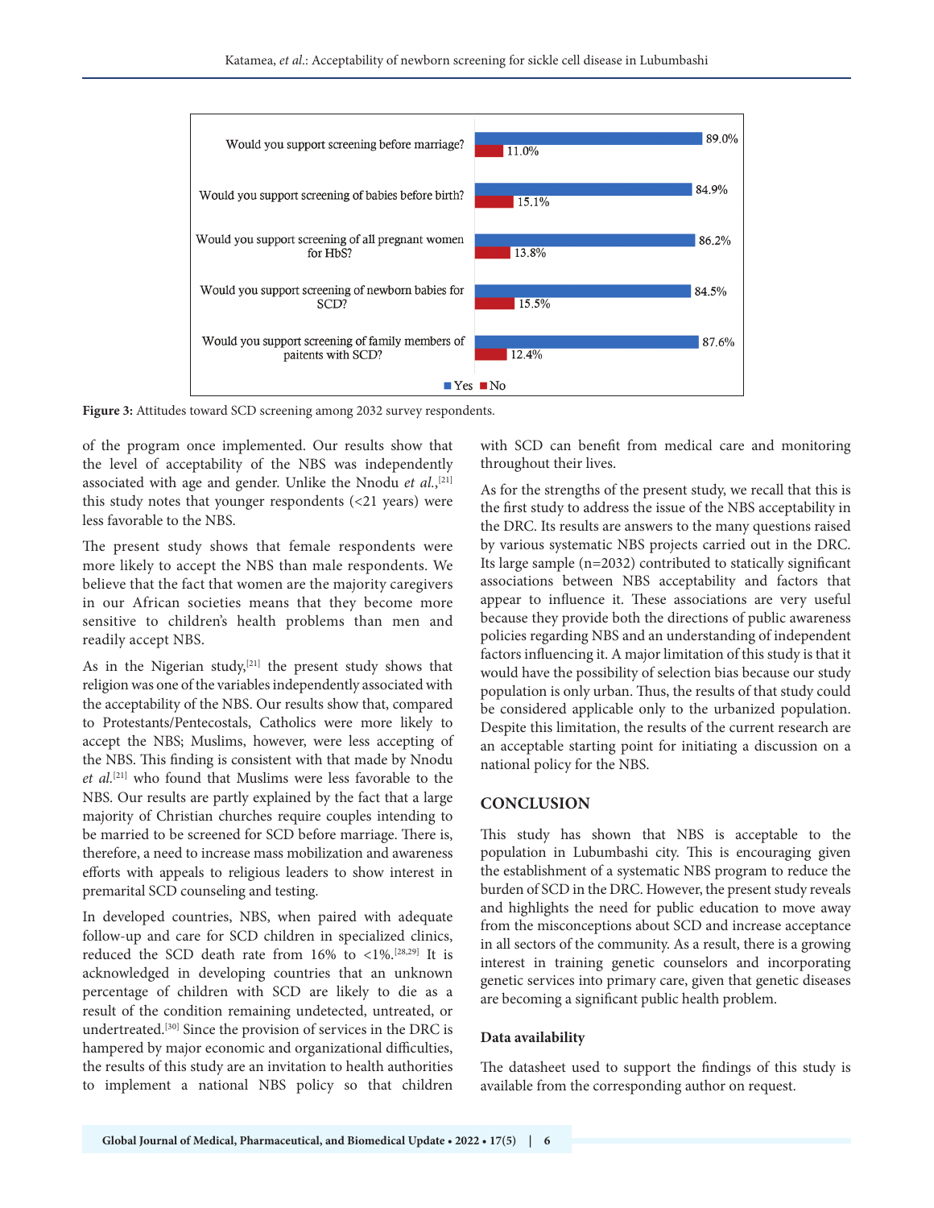| | Yes | No |
|---|---|---|
| Would you support screening before marriage? | 89.0% | 11.0% |
| Would you support screening of babies before birth? | 84.9% | 15.1% |
| Would you support screening of all pregnant women for HbS? | 86.2% | 13.8% |
| Would you support screening of newborn babies for SCD? | 84.5% | 15.5% |
| Would you support screening of family members of paitents with SCD? | 87.6% | 12.4% |

**Figure 3:** Attitudes toward SCD screening among 2032 survey respondents.

of the program once implemented. Our results show that the level of acceptability of the NBS was independently associated with age and gender. Unlike the Nnodu *et al.*,[21] this study notes that younger respondents (<21 years) were less favorable to the NBS.

The present study shows that female respondents were more likely to accept the NBS than male respondents. We believe that the fact that women are the majority caregivers in our African societies means that they become more sensitive to children's health problems than men and readily accept NBS.

As in the Nigerian study,[21] the present study shows that religion was one of the variables independently associated with the acceptability of the NBS. Our results show that, compared to Protestants/Pentecostals, Catholics were more likely to accept the NBS; Muslims, however, were less accepting of the NBS. This finding is consistent with that made by Nnodu *et al.*[21] who found that Muslims were less favorable to the NBS. Our results are partly explained by the fact that a large majority of Christian churches require couples intending to be married to be screened for SCD before marriage. There is, therefore, a need to increase mass mobilization and awareness efforts with appeals to religious leaders to show interest in premarital SCD counseling and testing.

In developed countries, NBS, when paired with adequate follow-up and care for SCD children in specialized clinics, reduced the SCD death rate from 16% to <1%.[28,29] It is acknowledged in developing countries that an unknown percentage of children with SCD are likely to die as a result of the condition remaining undetected, untreated, or undertreated.[30] Since the provision of services in the DRC is hampered by major economic and organizational difficulties, the results of this study are an invitation to health authorities to implement a national NBS policy so that children with SCD can benefit from medical care and monitoring throughout their lives.

As for the strengths of the present study, we recall that this is the first study to address the issue of the NBS acceptability in the DRC. Its results are answers to the many questions raised by various systematic NBS projects carried out in the DRC. Its large sample (n=2032) contributed to statically significant associations between NBS acceptability and factors that appear to influence it. These associations are very useful because they provide both the directions of public awareness policies regarding NBS and an understanding of independent factors influencing it. A major limitation of this study is that it would have the possibility of selection bias because our study population is only urban. Thus, the results of that study could be considered applicable only to the urbanized population. Despite this limitation, the results of the current research are an acceptable starting point for initiating a discussion on a national policy for the NBS.

## CONCLUSION

This study has shown that NBS is acceptable to the population in Lubumbashi city. This is encouraging given the establishment of a systematic NBS program to reduce the burden of SCD in the DRC. However, the present study reveals and highlights the need for public education to move away from the misconceptions about SCD and increase acceptance in all sectors of the community. As a result, there is a growing interest in training genetic counselors and incorporating genetic services into primary care, given that genetic diseases are becoming a significant public health problem.

### Data availability

The datasheet used to support the findings of this study is available from the corresponding author on request.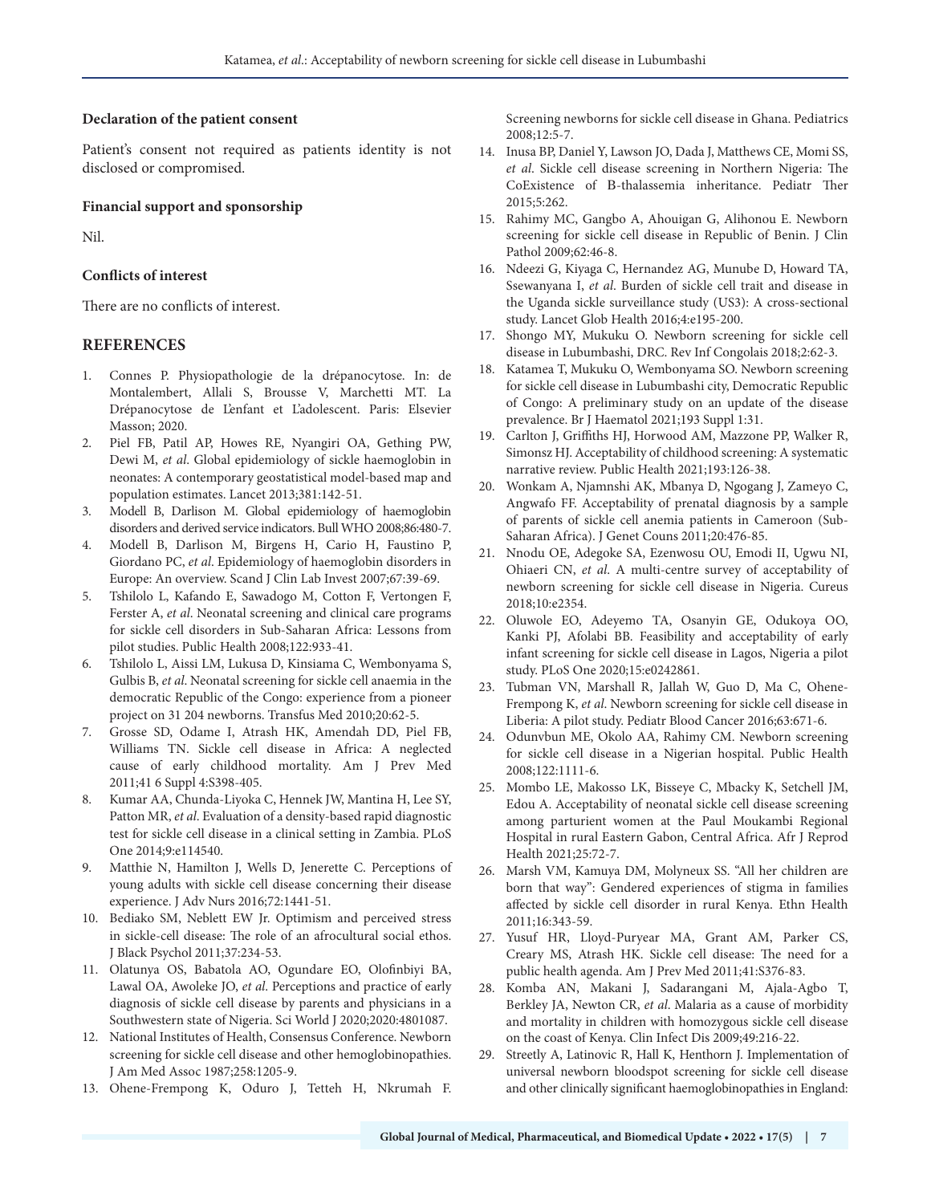### Declaration of the patient consent

Patient's consent not required as patients identity is not disclosed or compromised.

### Financial support and sponsorship

Nil.

### Conflicts of interest

There are no conflicts of interest.

## REFERENCES

1. Connes P. Physiopathologie de la drépanocytose. In: de Montalembert, Allali S, Brousse V, Marchetti MT. La Drépanocytose de L'enfant et L'adolescent. Paris: Elsevier Masson; 2020.
2. Piel FB, Patil AP, Howes RE, Nyangiri OA, Gething PW, Dewi M, *et al*. Global epidemiology of sickle haemoglobin in neonates: A contemporary geostatistical model-based map and population estimates. Lancet 2013;381:142-51.
3. Modell B, Darlison M. Global epidemiology of haemoglobin disorders and derived service indicators. Bull WHO 2008;86:480-7.
4. Modell B, Darlison M, Birgens H, Cario H, Faustino P, Giordano PC, *et al*. Epidemiology of haemoglobin disorders in Europe: An overview. Scand J Clin Lab Invest 2007;67:39-69.
5. Tshilolo L, Kafando E, Sawadogo M, Cotton F, Vertongen F, Ferster A, *et al*. Neonatal screening and clinical care programs for sickle cell disorders in Sub-Saharan Africa: Lessons from pilot studies. Public Health 2008;122:933-41.
6. Tshilolo L, Aissi LM, Lukusa D, Kinsiama C, Wembonyama S, Gulbis B, *et al*. Neonatal screening for sickle cell anaemia in the democratic Republic of the Congo: experience from a pioneer project on 31 204 newborns. Transfus Med 2010;20:62-5.
7. Grosse SD, Odame I, Atrash HK, Amendah DD, Piel FB, Williams TN. Sickle cell disease in Africa: A neglected cause of early childhood mortality. Am J Prev Med 2011;41 6 Suppl 4:S398-405.
8. Kumar AA, Chunda-Liyoka C, Hennek JW, Mantina H, Lee SY, Patton MR, *et al*. Evaluation of a density-based rapid diagnostic test for sickle cell disease in a clinical setting in Zambia. PLoS One 2014;9:e114540.
9. Matthie N, Hamilton J, Wells D, Jenerette C. Perceptions of young adults with sickle cell disease concerning their disease experience. J Adv Nurs 2016;72:1441-51.
10. Bediako SM, Neblett EW Jr. Optimism and perceived stress in sickle-cell disease: The role of an afrocultural social ethos. J Black Psychol 2011;37:234-53.
11. Olatunya OS, Babatola AO, Ogundare EO, Olofinbiyi BA, Lawal OA, Awoleke JO, *et al*. Perceptions and practice of early diagnosis of sickle cell disease by parents and physicians in a Southwestern state of Nigeria. Sci World J 2020;2020:4801087.
12. National Institutes of Health, Consensus Conference. Newborn screening for sickle cell disease and other hemoglobinopathies. J Am Med Assoc 1987;258:1205-9.
13. Ohene-Frempong K, Oduro J, Tetteh H, Nkrumah F. Screening newborns for sickle cell disease in Ghana. Pediatrics 2008;12:5-7.
14. Inusa BP, Daniel Y, Lawson JO, Dada J, Matthews CE, Momi SS, *et al*. Sickle cell disease screening in Northern Nigeria: The CoExistence of B-thalassemia inheritance. Pediatr Ther 2015;5:262.
15. Rahimy MC, Gangbo A, Ahouigan G, Alihonou E. Newborn screening for sickle cell disease in Republic of Benin. J Clin Pathol 2009;62:46-8.
16. Ndeezi G, Kiyaga C, Hernandez AG, Munube D, Howard TA, Ssewanyana I, *et al*. Burden of sickle cell trait and disease in the Uganda sickle surveillance study (US3): A cross-sectional study. Lancet Glob Health 2016;4:e195-200.
17. Shongo MY, Mukuku O. Newborn screening for sickle cell disease in Lubumbashi, DRC. Rev Inf Congolais 2018;2:62-3.
18. Katamea T, Mukuku O, Wembonyama SO. Newborn screening for sickle cell disease in Lubumbashi city, Democratic Republic of Congo: A preliminary study on an update of the disease prevalence. Br J Haematol 2021;193 Suppl 1:31.
19. Carlton J, Griffiths HJ, Horwood AM, Mazzone PP, Walker R, Simonsz HJ. Acceptability of childhood screening: A systematic narrative review. Public Health 2021;193:126-38.
20. Wonkam A, Njamnshi AK, Mbanya D, Ngogang J, Zameyo C, Angwafo FF. Acceptability of prenatal diagnosis by a sample of parents of sickle cell anemia patients in Cameroon (Sub-Saharan Africa). J Genet Couns 2011;20:476-85.
21. Nnodu OE, Adegoke SA, Ezenwosu OU, Emodi II, Ugwu NI, Ohiaeri CN, *et al*. A multi-centre survey of acceptability of newborn screening for sickle cell disease in Nigeria. Cureus 2018;10:e2354.
22. Oluwole EO, Adeyemo TA, Osanyin GE, Odukoya OO, Kanki PJ, Afolabi BB. Feasibility and acceptability of early infant screening for sickle cell disease in Lagos, Nigeria a pilot study. PLoS One 2020;15:e0242861.
23. Tubman VN, Marshall R, Jallah W, Guo D, Ma C, Ohene-Frempong K, *et al*. Newborn screening for sickle cell disease in Liberia: A pilot study. Pediatr Blood Cancer 2016;63:671-6.
24. Odunvbun ME, Okolo AA, Rahimy CM. Newborn screening for sickle cell disease in a Nigerian hospital. Public Health 2008;122:1111-6.
25. Mombo LE, Makosso LK, Bisseye C, Mbacky K, Setchell JM, Edou A. Acceptability of neonatal sickle cell disease screening among parturient women at the Paul Moukambi Regional Hospital in rural Eastern Gabon, Central Africa. Afr J Reprod Health 2021;25:72-7.
26. Marsh VM, Kamuya DM, Molyneux SS. "All her children are born that way": Gendered experiences of stigma in families affected by sickle cell disorder in rural Kenya. Ethn Health 2011;16:343-59.
27. Yusuf HR, Lloyd-Puryear MA, Grant AM, Parker CS, Creary MS, Atrash HK. Sickle cell disease: The need for a public health agenda. Am J Prev Med 2011;41:S376-83.
28. Komba AN, Makani J, Sadarangani M, Ajala-Agbo T, Berkley JA, Newton CR, *et al*. Malaria as a cause of morbidity and mortality in children with homozygous sickle cell disease on the coast of Kenya. Clin Infect Dis 2009;49:216-22.
29. Streetly A, Latinovic R, Hall K, Henthorn J. Implementation of universal newborn bloodspot screening for sickle cell disease and other clinically significant haemoglobinopathies in England: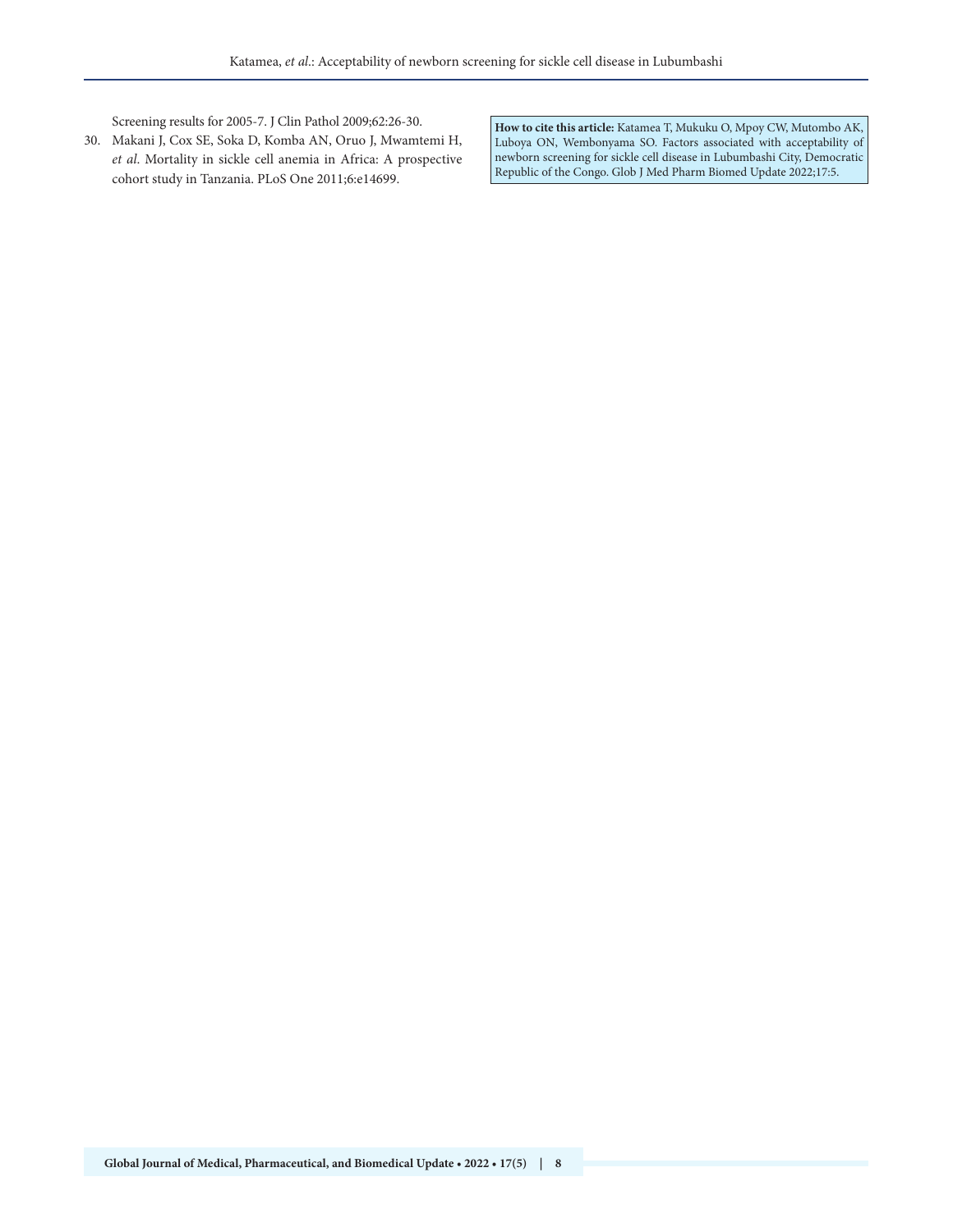Screening results for 2005-7. J Clin Pathol 2009;62:26-30.

30. Makani J, Cox SE, Soka D, Komba AN, Oruo J, Mwamtemi H, *et al*. Mortality in sickle cell anemia in Africa: A prospective cohort study in Tanzania. PLoS One 2011;6:e14699.

**How to cite this article:** Katamea T, Mukuku O, Mpoy CW, Mutombo AK, Luboya ON, Wembonyama SO. Factors associated with acceptability of newborn screening for sickle cell disease in Lubumbashi City, Democratic Republic of the Congo. Glob J Med Pharm Biomed Update 2022;17:5.